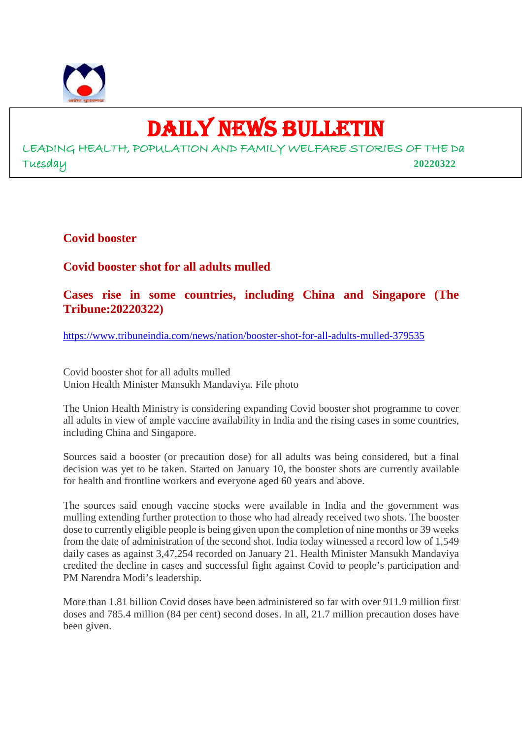# DAILY NEWS BULLETIN

LEADING HEALTH, POPULATION AND FAMILY WELFARE STORIES OF THE Da

Tuesday **20220322**

## Covid booster

## Covid booster shot for all adults mulled

## Cases rise in some countries, including China and Singapore (The Tribune:20220322)

https://www.tribuneindia.com/news/nation/booster-shot-for-all-adults-mulled-379535

Covid booster shot for all adults mulled
Union Health Minister Mansukh Mandaviya. File photo

The Union Health Ministry is considering expanding Covid booster shot programme to cover all adults in view of ample vaccine availability in India and the rising cases in some countries, including China and Singapore.

Sources said a booster (or precaution dose) for all adults was being considered, but a final decision was yet to be taken. Started on January 10, the booster shots are currently available for health and frontline workers and everyone aged 60 years and above.

The sources said enough vaccine stocks were available in India and the government was mulling extending further protection to those who had already received two shots. The booster dose to currently eligible people is being given upon the completion of nine months or 39 weeks from the date of administration of the second shot. India today witnessed a record low of 1,549 daily cases as against 3,47,254 recorded on January 21. Health Minister Mansukh Mandaviya credited the decline in cases and successful fight against Covid to people's participation and PM Narendra Modi's leadership.

More than 1.81 billion Covid doses have been administered so far with over 911.9 million first doses and 785.4 million (84 per cent) second doses. In all, 21.7 million precaution doses have been given.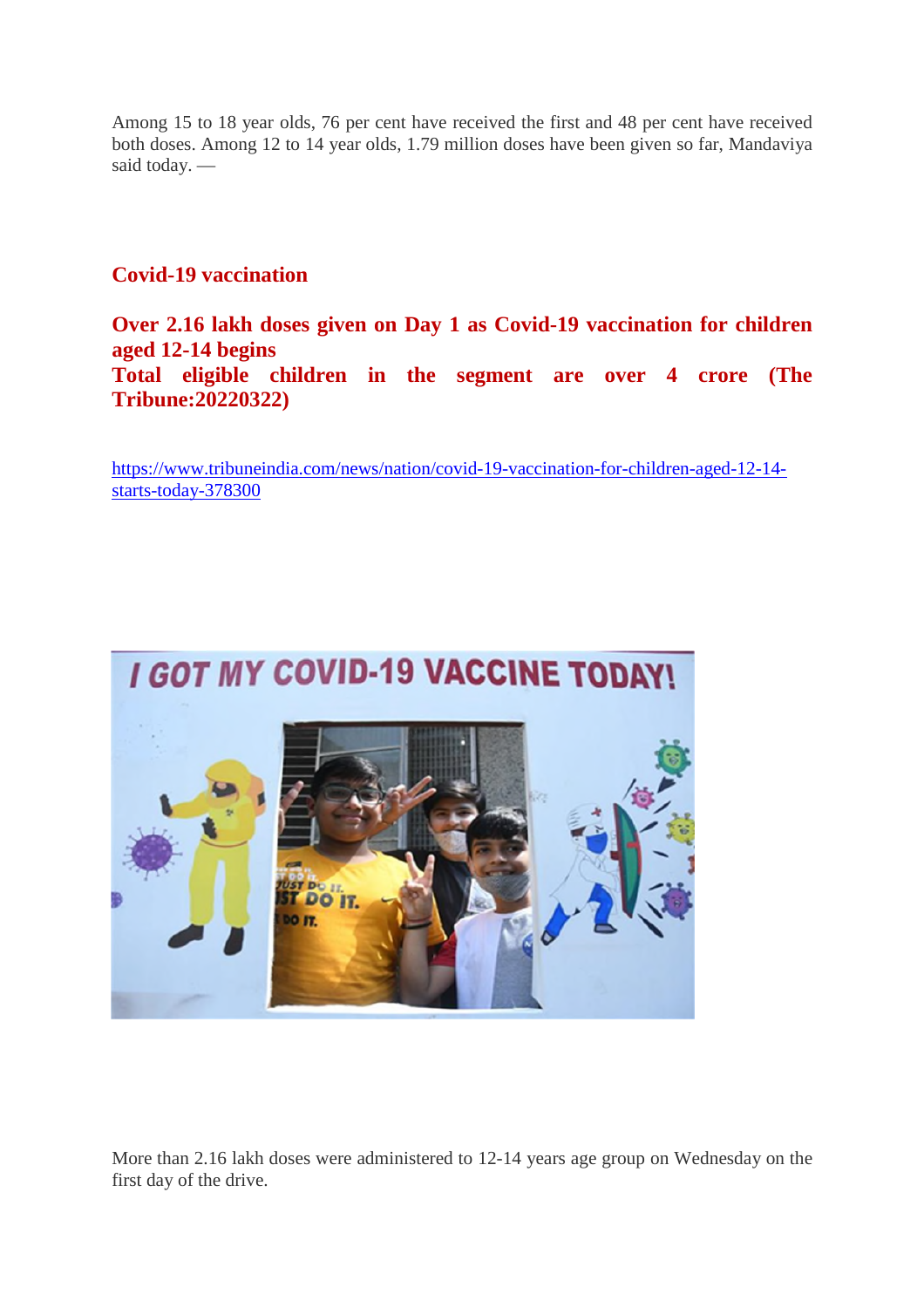Among 15 to 18 year olds, 76 per cent have received the first and 48 per cent have received both doses. Among 12 to 14 year olds, 1.79 million doses have been given so far, Mandaviya said today. —

## Covid-19 vaccination

## Over 2.16 lakh doses given on Day 1 as Covid-19 vaccination for children aged 12-14 begins

**Total eligible children in the segment are over 4 crore (The Tribune:20220322)**

https://www.tribuneindia.com/news/nation/covid-19-vaccination-for-children-aged-12-14-starts-today-378300

More than 2.16 lakh doses were administered to 12-14 years age group on Wednesday on the first day of the drive.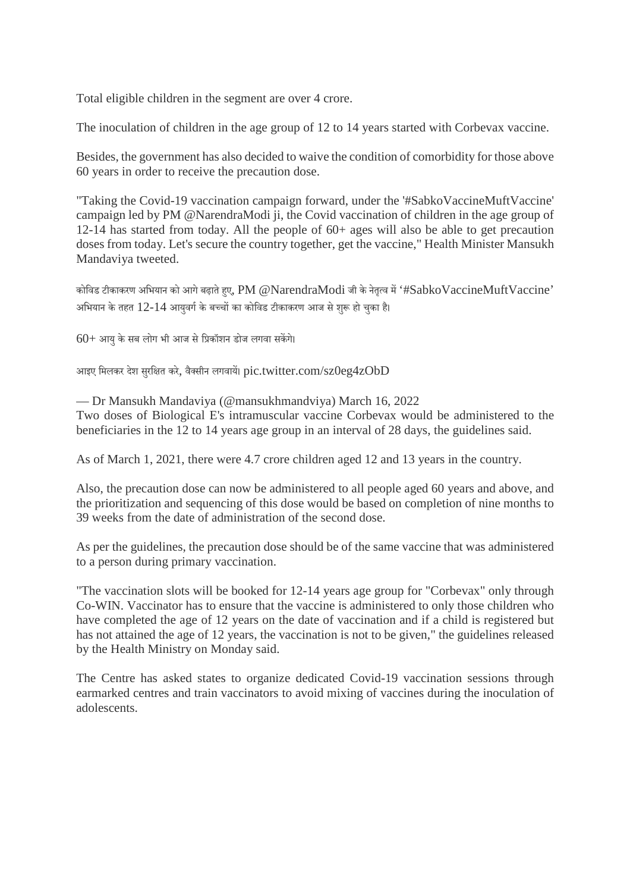Total eligible children in the segment are over 4 crore.

The inoculation of children in the age group of 12 to 14 years started with Corbevax vaccine.

Besides, the government has also decided to waive the condition of comorbidity for those above 60 years in order to receive the precaution dose.

"Taking the Covid-19 vaccination campaign forward, under the '#SabkoVaccineMuftVaccine' campaign led by PM @NarendraModi ji, the Covid vaccination of children in the age group of 12-14 has started from today. All the people of 60+ ages will also be able to get precaution doses from today. Let's secure the country together, get the vaccine," Health Minister Mansukh Mandaviya tweeted.

कोविड टीकाकरण अभियान को आगे बढ़ाते हुए, PM @NarendraModi जी के नेतृत्व में '#SabkoVaccineMuftVaccine' अभियान के तहत 12-14 आयुवर्ग के बच्चों का कोविड टीकाकरण आज से शुरू हो चुका है।

60+ आयु के सब लोग भी आज से प्रिकॉशन डोज लगवा सकेंगे।

आइए मिलकर देश सुरक्षित करे, वैक्सीन लगवायें। pic.twitter.com/sz0eg4zObD

— Dr Mansukh Mandaviya (@mansukhmandviya) March 16, 2022

Two doses of Biological E's intramuscular vaccine Corbevax would be administered to the beneficiaries in the 12 to 14 years age group in an interval of 28 days, the guidelines said.

As of March 1, 2021, there were 4.7 crore children aged 12 and 13 years in the country.

Also, the precaution dose can now be administered to all people aged 60 years and above, and the prioritization and sequencing of this dose would be based on completion of nine months to 39 weeks from the date of administration of the second dose.

As per the guidelines, the precaution dose should be of the same vaccine that was administered to a person during primary vaccination.

"The vaccination slots will be booked for 12-14 years age group for "Corbevax" only through Co-WIN. Vaccinator has to ensure that the vaccine is administered to only those children who have completed the age of 12 years on the date of vaccination and if a child is registered but has not attained the age of 12 years, the vaccination is not to be given," the guidelines released by the Health Ministry on Monday said.

The Centre has asked states to organize dedicated Covid-19 vaccination sessions through earmarked centres and train vaccinators to avoid mixing of vaccines during the inoculation of adolescents.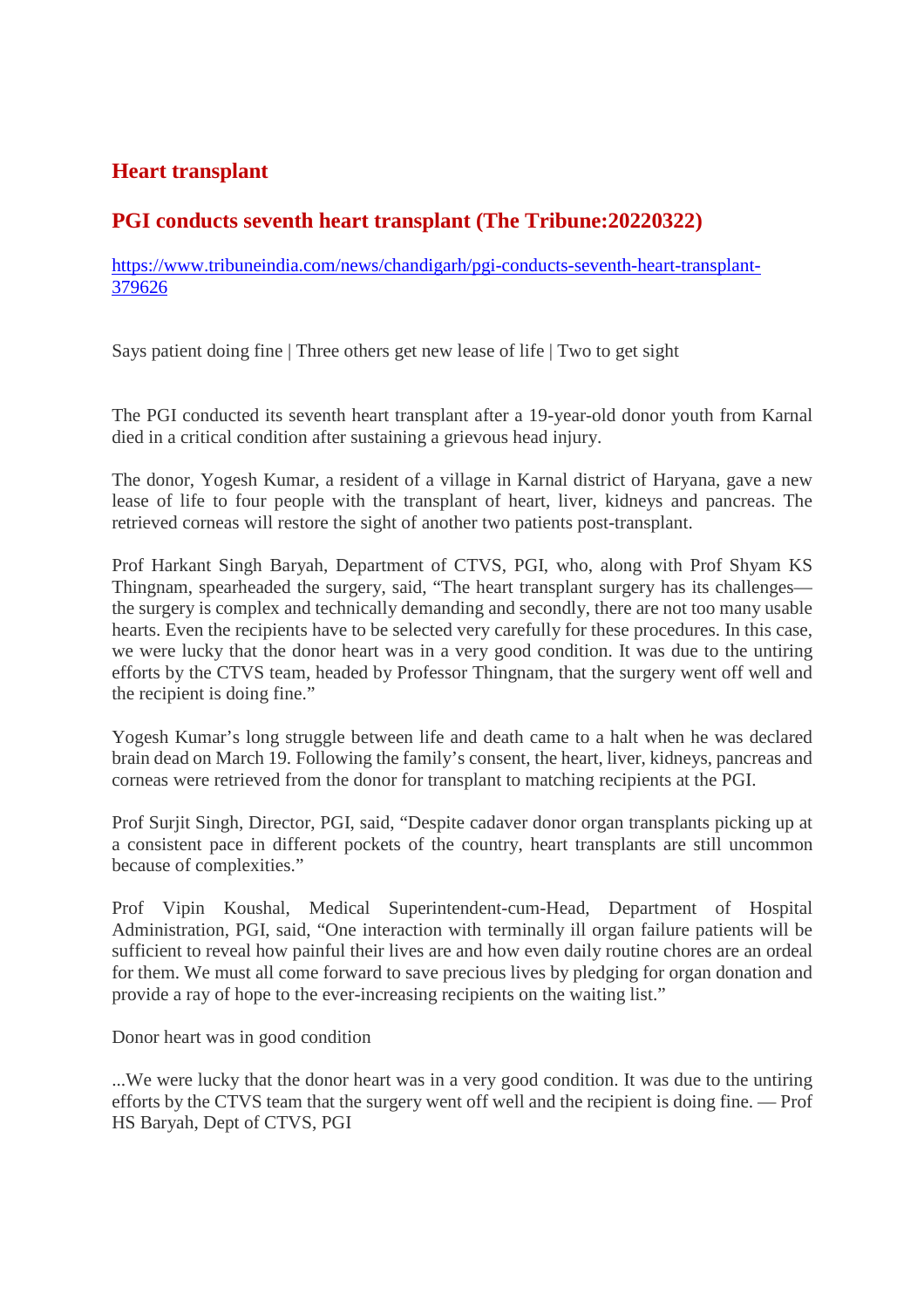## Heart transplant

## PGI conducts seventh heart transplant (The Tribune:20220322)

https://www.tribuneindia.com/news/chandigarh/pgi-conducts-seventh-heart-transplant-379626

Says patient doing fine | Three others get new lease of life | Two to get sight

The PGI conducted its seventh heart transplant after a 19-year-old donor youth from Karnal died in a critical condition after sustaining a grievous head injury.

The donor, Yogesh Kumar, a resident of a village in Karnal district of Haryana, gave a new lease of life to four people with the transplant of heart, liver, kidneys and pancreas. The retrieved corneas will restore the sight of another two patients post-transplant.

Prof Harkant Singh Baryah, Department of CTVS, PGI, who, along with Prof Shyam KS Thingnam, spearheaded the surgery, said, "The heart transplant surgery has its challenges—the surgery is complex and technically demanding and secondly, there are not too many usable hearts. Even the recipients have to be selected very carefully for these procedures. In this case, we were lucky that the donor heart was in a very good condition. It was due to the untiring efforts by the CTVS team, headed by Professor Thingnam, that the surgery went off well and the recipient is doing fine."

Yogesh Kumar's long struggle between life and death came to a halt when he was declared brain dead on March 19. Following the family's consent, the heart, liver, kidneys, pancreas and corneas were retrieved from the donor for transplant to matching recipients at the PGI.

Prof Surjit Singh, Director, PGI, said, "Despite cadaver donor organ transplants picking up at a consistent pace in different pockets of the country, heart transplants are still uncommon because of complexities."

Prof Vipin Koushal, Medical Superintendent-cum-Head, Department of Hospital Administration, PGI, said, "One interaction with terminally ill organ failure patients will be sufficient to reveal how painful their lives are and how even daily routine chores are an ordeal for them. We must all come forward to save precious lives by pledging for organ donation and provide a ray of hope to the ever-increasing recipients on the waiting list."

Donor heart was in good condition

...We were lucky that the donor heart was in a very good condition. It was due to the untiring efforts by the CTVS team that the surgery went off well and the recipient is doing fine. — Prof HS Baryah, Dept of CTVS, PGI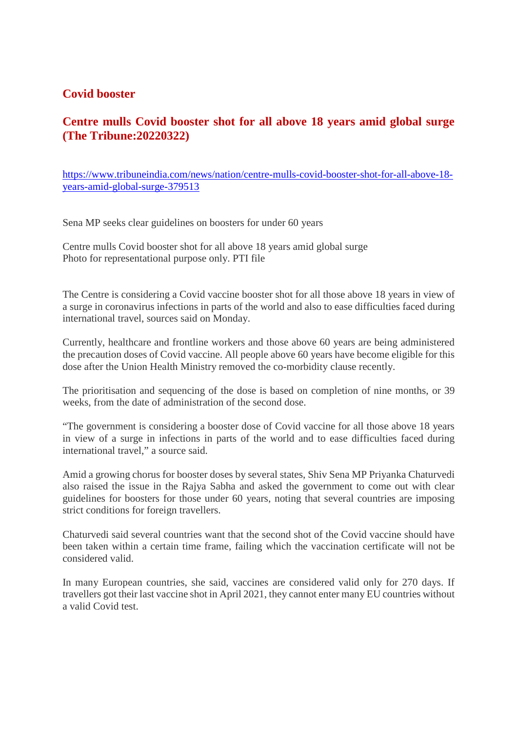## Covid booster

## Centre mulls Covid booster shot for all above 18 years amid global surge (The Tribune:20220322)

https://www.tribuneindia.com/news/nation/centre-mulls-covid-booster-shot-for-all-above-18-years-amid-global-surge-379513

Sena MP seeks clear guidelines on boosters for under 60 years

Centre mulls Covid booster shot for all above 18 years amid global surge
Photo for representational purpose only. PTI file

The Centre is considering a Covid vaccine booster shot for all those above 18 years in view of a surge in coronavirus infections in parts of the world and also to ease difficulties faced during international travel, sources said on Monday.

Currently, healthcare and frontline workers and those above 60 years are being administered the precaution doses of Covid vaccine. All people above 60 years have become eligible for this dose after the Union Health Ministry removed the co-morbidity clause recently.

The prioritisation and sequencing of the dose is based on completion of nine months, or 39 weeks, from the date of administration of the second dose.

"The government is considering a booster dose of Covid vaccine for all those above 18 years in view of a surge in infections in parts of the world and to ease difficulties faced during international travel," a source said.

Amid a growing chorus for booster doses by several states, Shiv Sena MP Priyanka Chaturvedi also raised the issue in the Rajya Sabha and asked the government to come out with clear guidelines for boosters for those under 60 years, noting that several countries are imposing strict conditions for foreign travellers.

Chaturvedi said several countries want that the second shot of the Covid vaccine should have been taken within a certain time frame, failing which the vaccination certificate will not be considered valid.

In many European countries, she said, vaccines are considered valid only for 270 days. If travellers got their last vaccine shot in April 2021, they cannot enter many EU countries without a valid Covid test.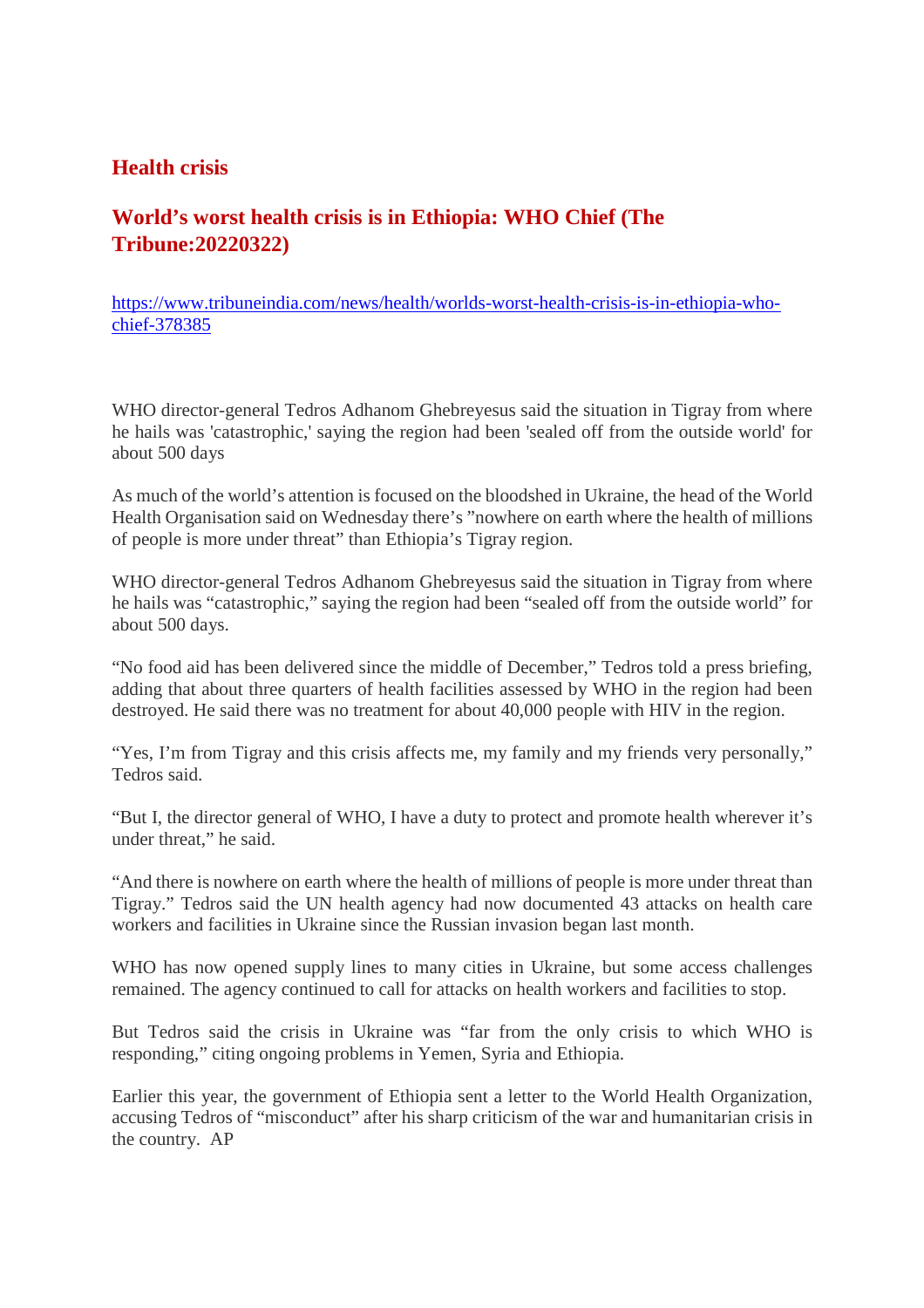## Health crisis

## World’s worst health crisis is in Ethiopia: WHO Chief (The Tribune:20220322)

https://www.tribuneindia.com/news/health/worlds-worst-health-crisis-is-in-ethiopia-who-chief-378385

WHO director-general Tedros Adhanom Ghebreyesus said the situation in Tigray from where he hails was 'catastrophic,' saying the region had been 'sealed off from the outside world' for about 500 days

As much of the world’s attention is focused on the bloodshed in Ukraine, the head of the World Health Organisation said on Wednesday there’s ”nowhere on earth where the health of millions of people is more under threat” than Ethiopia’s Tigray region.

WHO director-general Tedros Adhanom Ghebreyesus said the situation in Tigray from where he hails was “catastrophic,” saying the region had been “sealed off from the outside world” for about 500 days.

“No food aid has been delivered since the middle of December,” Tedros told a press briefing, adding that about three quarters of health facilities assessed by WHO in the region had been destroyed. He said there was no treatment for about 40,000 people with HIV in the region.

“Yes, I’m from Tigray and this crisis affects me, my family and my friends very personally,” Tedros said.

“But I, the director general of WHO, I have a duty to protect and promote health wherever it’s under threat,” he said.

“And there is nowhere on earth where the health of millions of people is more under threat than Tigray.” Tedros said the UN health agency had now documented 43 attacks on health care workers and facilities in Ukraine since the Russian invasion began last month.

WHO has now opened supply lines to many cities in Ukraine, but some access challenges remained. The agency continued to call for attacks on health workers and facilities to stop.

But Tedros said the crisis in Ukraine was “far from the only crisis to which WHO is responding,” citing ongoing problems in Yemen, Syria and Ethiopia.

Earlier this year, the government of Ethiopia sent a letter to the World Health Organization, accusing Tedros of “misconduct” after his sharp criticism of the war and humanitarian crisis in the country. AP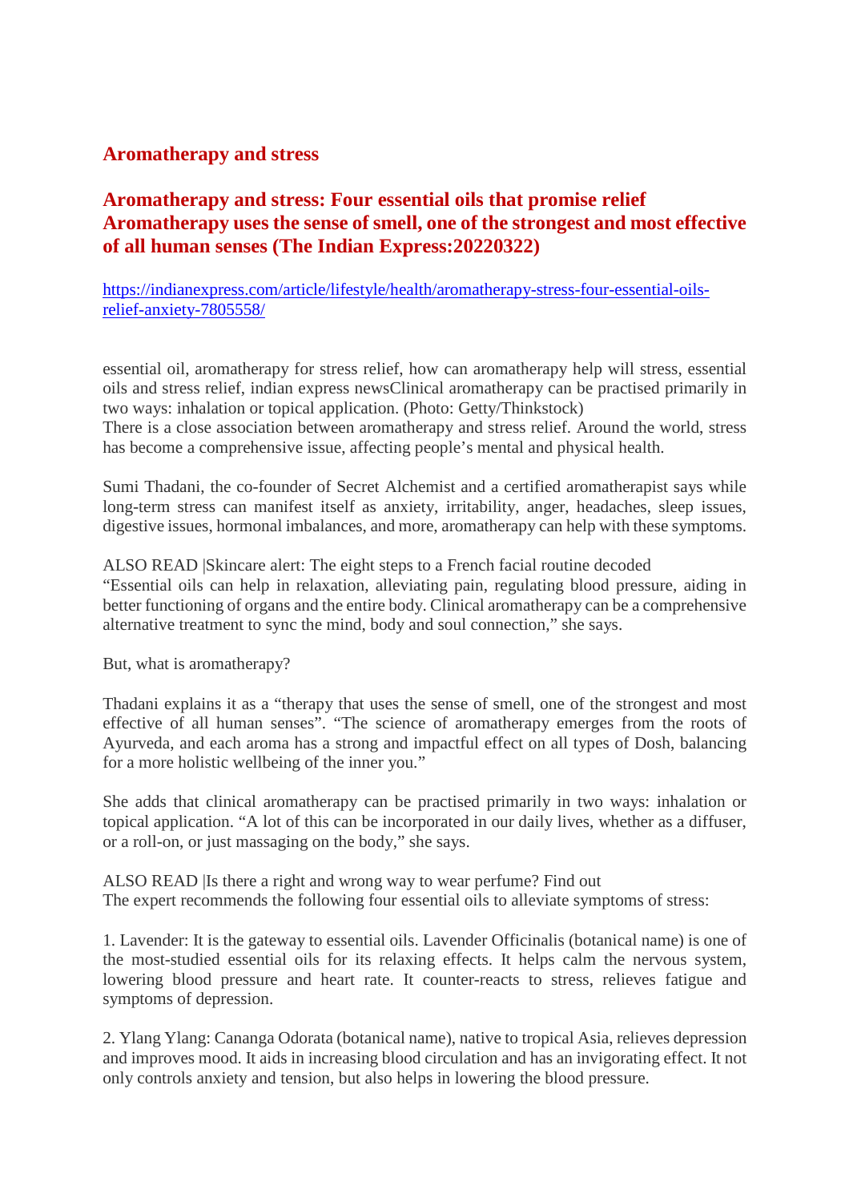## Aromatherapy and stress

### Aromatherapy and stress: Four essential oils that promise relief Aromatherapy uses the sense of smell, one of the strongest and most effective of all human senses (The Indian Express:20220322)

https://indianexpress.com/article/lifestyle/health/aromatherapy-stress-four-essential-oils-relief-anxiety-7805558/

essential oil, aromatherapy for stress relief, how can aromatherapy help will stress, essential oils and stress relief, indian express newsClinical aromatherapy can be practised primarily in two ways: inhalation or topical application. (Photo: Getty/Thinkstock)
There is a close association between aromatherapy and stress relief. Around the world, stress has become a comprehensive issue, affecting people's mental and physical health.

Sumi Thadani, the co-founder of Secret Alchemist and a certified aromatherapist says while long-term stress can manifest itself as anxiety, irritability, anger, headaches, sleep issues, digestive issues, hormonal imbalances, and more, aromatherapy can help with these symptoms.

ALSO READ |Skincare alert: The eight steps to a French facial routine decoded
"Essential oils can help in relaxation, alleviating pain, regulating blood pressure, aiding in better functioning of organs and the entire body. Clinical aromatherapy can be a comprehensive alternative treatment to sync the mind, body and soul connection," she says.

But, what is aromatherapy?

Thadani explains it as a "therapy that uses the sense of smell, one of the strongest and most effective of all human senses". "The science of aromatherapy emerges from the roots of Ayurveda, and each aroma has a strong and impactful effect on all types of Dosh, balancing for a more holistic wellbeing of the inner you."

She adds that clinical aromatherapy can be practised primarily in two ways: inhalation or topical application. "A lot of this can be incorporated in our daily lives, whether as a diffuser, or a roll-on, or just massaging on the body," she says.

ALSO READ |Is there a right and wrong way to wear perfume? Find out
The expert recommends the following four essential oils to alleviate symptoms of stress:

1. Lavender: It is the gateway to essential oils. Lavender Officinalis (botanical name) is one of the most-studied essential oils for its relaxing effects. It helps calm the nervous system, lowering blood pressure and heart rate. It counter-reacts to stress, relieves fatigue and symptoms of depression.

2. Ylang Ylang: Cananga Odorata (botanical name), native to tropical Asia, relieves depression and improves mood. It aids in increasing blood circulation and has an invigorating effect. It not only controls anxiety and tension, but also helps in lowering the blood pressure.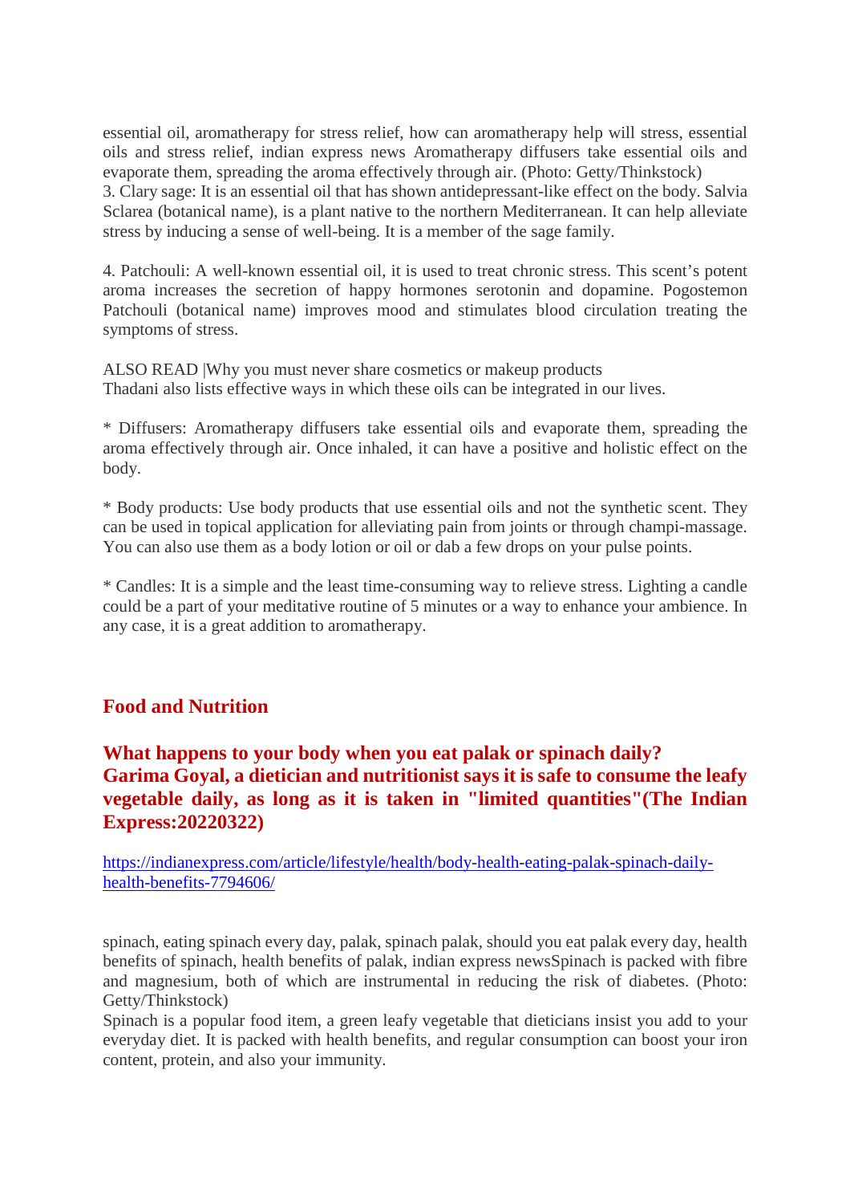essential oil, aromatherapy for stress relief, how can aromatherapy help will stress, essential oils and stress relief, indian express news Aromatherapy diffusers take essential oils and evaporate them, spreading the aroma effectively through air. (Photo: Getty/Thinkstock)
3. Clary sage: It is an essential oil that has shown antidepressant-like effect on the body. Salvia Sclarea (botanical name), is a plant native to the northern Mediterranean. It can help alleviate stress by inducing a sense of well-being. It is a member of the sage family.

4. Patchouli: A well-known essential oil, it is used to treat chronic stress. This scent's potent aroma increases the secretion of happy hormones serotonin and dopamine. Pogostemon Patchouli (botanical name) improves mood and stimulates blood circulation treating the symptoms of stress.

ALSO READ |Why you must never share cosmetics or makeup products
Thadani also lists effective ways in which these oils can be integrated in our lives.

* Diffusers: Aromatherapy diffusers take essential oils and evaporate them, spreading the aroma effectively through air. Once inhaled, it can have a positive and holistic effect on the body.

* Body products: Use body products that use essential oils and not the synthetic scent. They can be used in topical application for alleviating pain from joints or through champi-massage. You can also use them as a body lotion or oil or dab a few drops on your pulse points.

* Candles: It is a simple and the least time-consuming way to relieve stress. Lighting a candle could be a part of your meditative routine of 5 minutes or a way to enhance your ambience. In any case, it is a great addition to aromatherapy.

## Food and Nutrition

### What happens to your body when you eat palak or spinach daily? Garima Goyal, a dietician and nutritionist says it is safe to consume the leafy vegetable daily, as long as it is taken in "limited quantities"(The Indian Express:20220322)

https://indianexpress.com/article/lifestyle/health/body-health-eating-palak-spinach-daily-health-benefits-7794606/

spinach, eating spinach every day, palak, spinach palak, should you eat palak every day, health benefits of spinach, health benefits of palak, indian express newsSpinach is packed with fibre and magnesium, both of which are instrumental in reducing the risk of diabetes. (Photo: Getty/Thinkstock)
Spinach is a popular food item, a green leafy vegetable that dieticians insist you add to your everyday diet. It is packed with health benefits, and regular consumption can boost your iron content, protein, and also your immunity.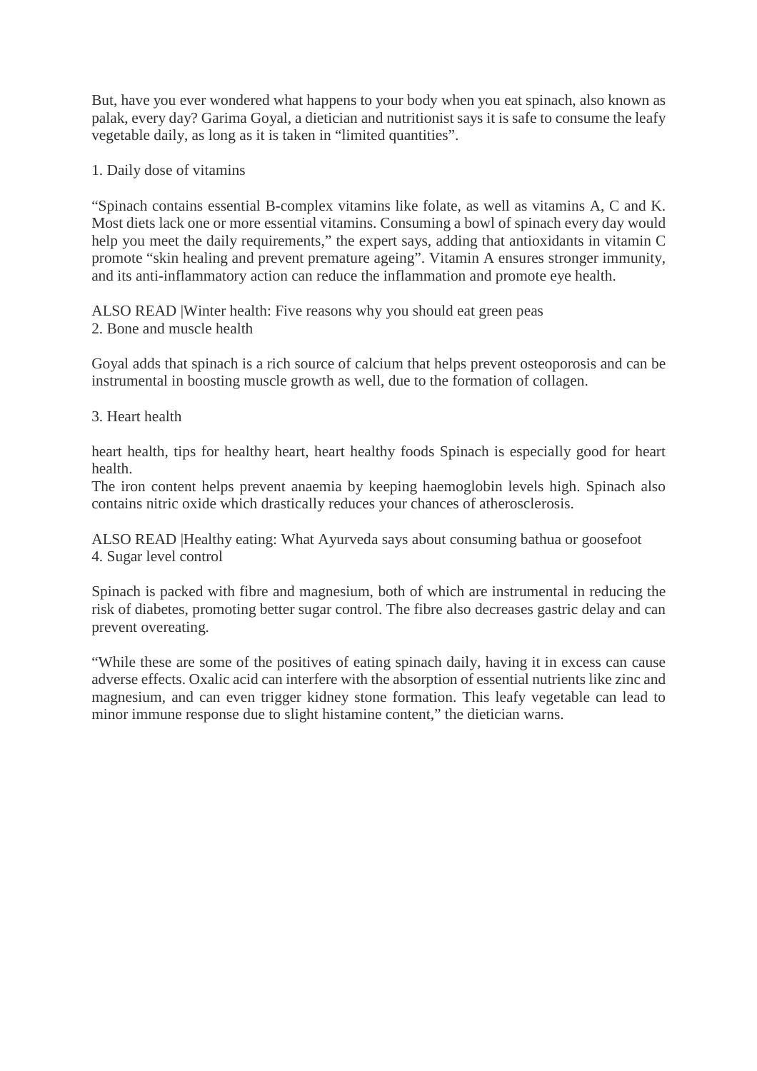But, have you ever wondered what happens to your body when you eat spinach, also known as palak, every day? Garima Goyal, a dietician and nutritionist says it is safe to consume the leafy vegetable daily, as long as it is taken in "limited quantities".

1. Daily dose of vitamins

"Spinach contains essential B-complex vitamins like folate, as well as vitamins A, C and K. Most diets lack one or more essential vitamins. Consuming a bowl of spinach every day would help you meet the daily requirements," the expert says, adding that antioxidants in vitamin C promote "skin healing and prevent premature ageing". Vitamin A ensures stronger immunity, and its anti-inflammatory action can reduce the inflammation and promote eye health.

ALSO READ |Winter health: Five reasons why you should eat green peas
2. Bone and muscle health

Goyal adds that spinach is a rich source of calcium that helps prevent osteoporosis and can be instrumental in boosting muscle growth as well, due to the formation of collagen.

3. Heart health

heart health, tips for healthy heart, heart healthy foods Spinach is especially good for heart health.
The iron content helps prevent anaemia by keeping haemoglobin levels high. Spinach also contains nitric oxide which drastically reduces your chances of atherosclerosis.

ALSO READ |Healthy eating: What Ayurveda says about consuming bathua or goosefoot
4. Sugar level control

Spinach is packed with fibre and magnesium, both of which are instrumental in reducing the risk of diabetes, promoting better sugar control. The fibre also decreases gastric delay and can prevent overeating.

"While these are some of the positives of eating spinach daily, having it in excess can cause adverse effects. Oxalic acid can interfere with the absorption of essential nutrients like zinc and magnesium, and can even trigger kidney stone formation. This leafy vegetable can lead to minor immune response due to slight histamine content," the dietician warns.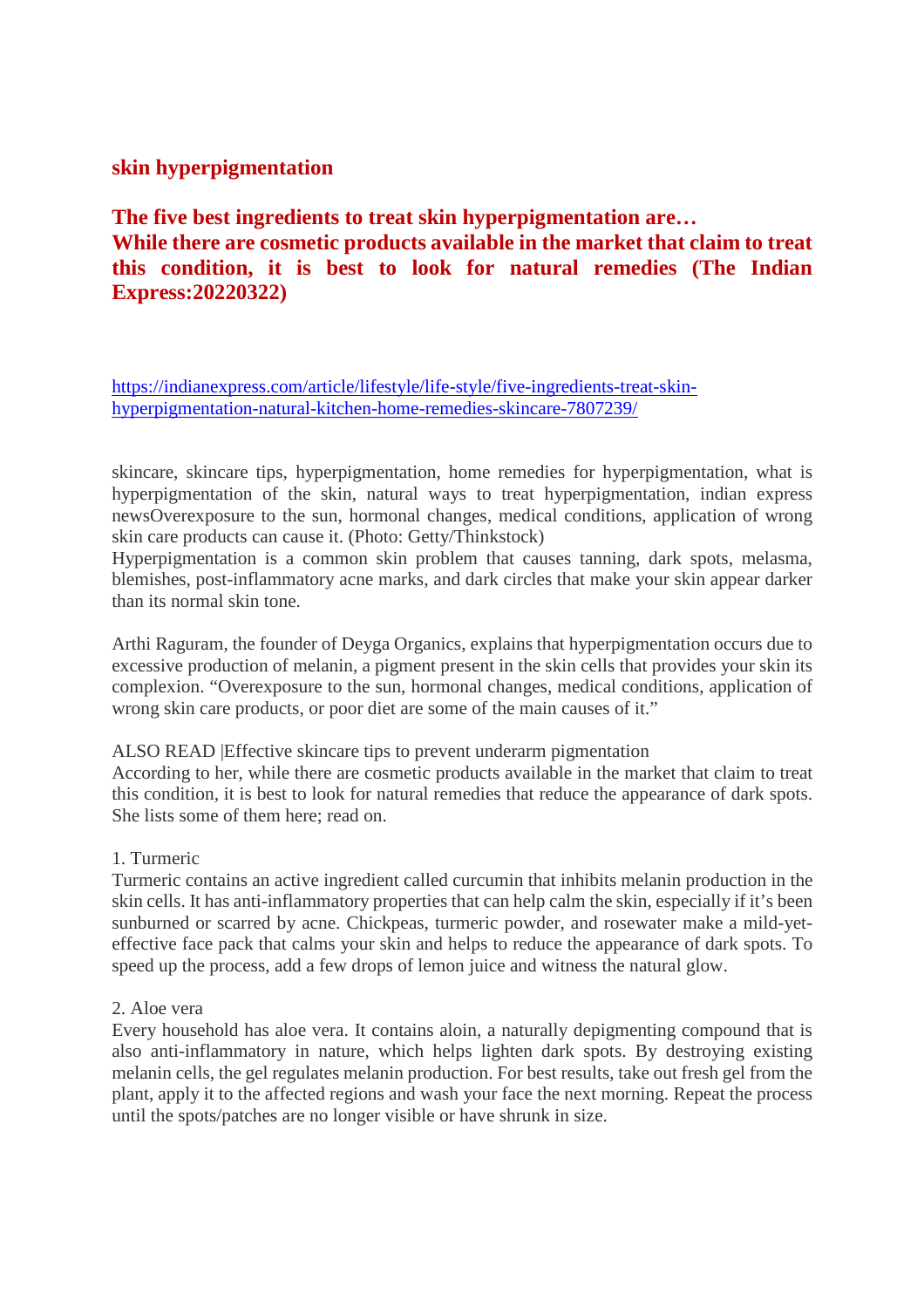**skin hyperpigmentation**

**The five best ingredients to treat skin hyperpigmentation are…**
**While there are cosmetic products available in the market that claim to treat this condition, it is best to look for natural remedies (The Indian Express:20220322)**

https://indianexpress.com/article/lifestyle/life-style/five-ingredients-treat-skin-hyperpigmentation-natural-kitchen-home-remedies-skincare-7807239/

skincare, skincare tips, hyperpigmentation, home remedies for hyperpigmentation, what is hyperpigmentation of the skin, natural ways to treat hyperpigmentation, indian express newsOverexposure to the sun, hormonal changes, medical conditions, application of wrong skin care products can cause it. (Photo: Getty/Thinkstock)
Hyperpigmentation is a common skin problem that causes tanning, dark spots, melasma, blemishes, post-inflammatory acne marks, and dark circles that make your skin appear darker than its normal skin tone.

Arthi Raguram, the founder of Deyga Organics, explains that hyperpigmentation occurs due to excessive production of melanin, a pigment present in the skin cells that provides your skin its complexion. "Overexposure to the sun, hormonal changes, medical conditions, application of wrong skin care products, or poor diet are some of the main causes of it."

ALSO READ |Effective skincare tips to prevent underarm pigmentation
According to her, while there are cosmetic products available in the market that claim to treat this condition, it is best to look for natural remedies that reduce the appearance of dark spots. She lists some of them here; read on.

1. Turmeric
Turmeric contains an active ingredient called curcumin that inhibits melanin production in the skin cells. It has anti-inflammatory properties that can help calm the skin, especially if it's been sunburned or scarred by acne. Chickpeas, turmeric powder, and rosewater make a mild-yet-effective face pack that calms your skin and helps to reduce the appearance of dark spots. To speed up the process, add a few drops of lemon juice and witness the natural glow.

2. Aloe vera
Every household has aloe vera. It contains aloin, a naturally depigmenting compound that is also anti-inflammatory in nature, which helps lighten dark spots. By destroying existing melanin cells, the gel regulates melanin production. For best results, take out fresh gel from the plant, apply it to the affected regions and wash your face the next morning. Repeat the process until the spots/patches are no longer visible or have shrunk in size.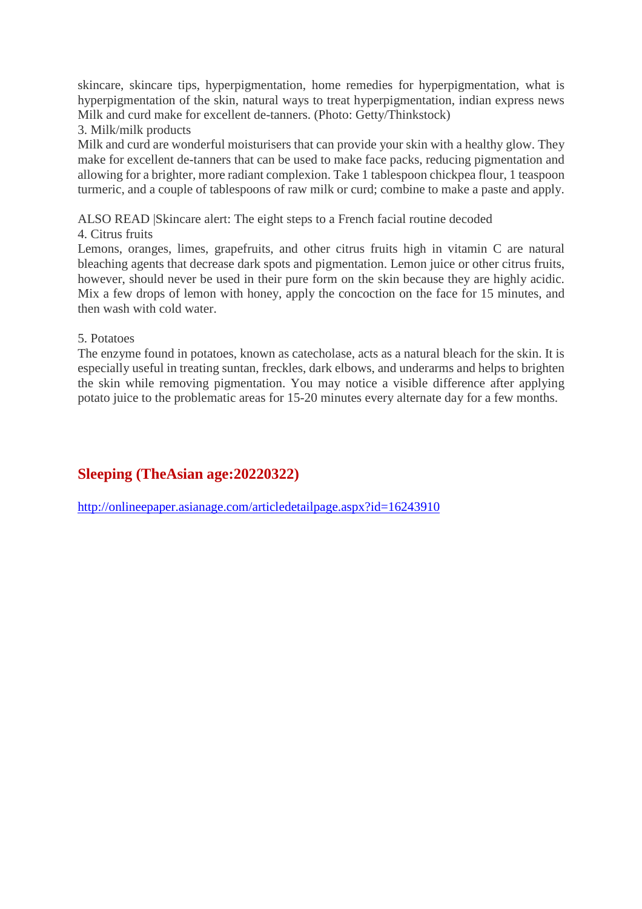skincare, skincare tips, hyperpigmentation, home remedies for hyperpigmentation, what is hyperpigmentation of the skin, natural ways to treat hyperpigmentation, indian express news
Milk and curd make for excellent de-tanners. (Photo: Getty/Thinkstock)

3. Milk/milk products

Milk and curd are wonderful moisturisers that can provide your skin with a healthy glow. They make for excellent de-tanners that can be used to make face packs, reducing pigmentation and allowing for a brighter, more radiant complexion. Take 1 tablespoon chickpea flour, 1 teaspoon turmeric, and a couple of tablespoons of raw milk or curd; combine to make a paste and apply.

ALSO READ |Skincare alert: The eight steps to a French facial routine decoded

4. Citrus fruits

Lemons, oranges, limes, grapefruits, and other citrus fruits high in vitamin C are natural bleaching agents that decrease dark spots and pigmentation. Lemon juice or other citrus fruits, however, should never be used in their pure form on the skin because they are highly acidic. Mix a few drops of lemon with honey, apply the concoction on the face for 15 minutes, and then wash with cold water.

5. Potatoes

The enzyme found in potatoes, known as catecholase, acts as a natural bleach for the skin. It is especially useful in treating suntan, freckles, dark elbows, and underarms and helps to brighten the skin while removing pigmentation. You may notice a visible difference after applying potato juice to the problematic areas for 15-20 minutes every alternate day for a few months.

## Sleeping (TheAsian age:20220322)

http://onlineepaper.asianage.com/articledetailpage.aspx?id=16243910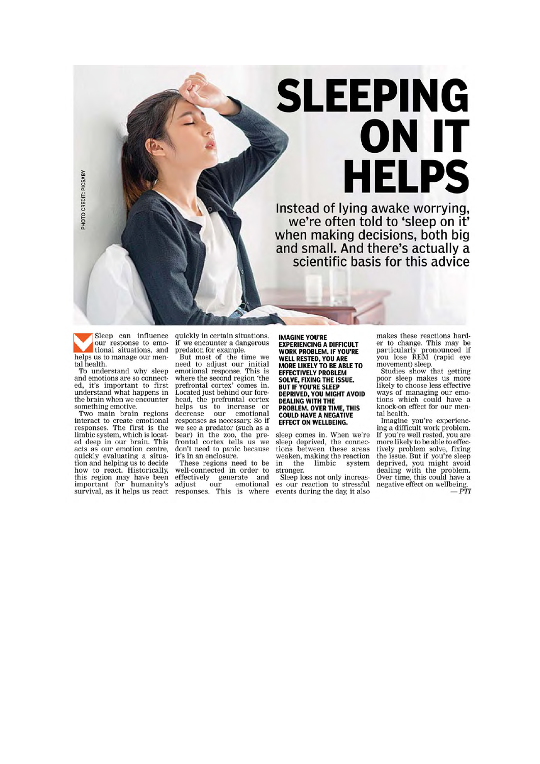# SLEEPING ON IT HELPS

Instead of lying awake worrying, we're often told to 'sleep on it' when making decisions, both big and small. And there's actually a scientific basis for this advice

PHOTO CREDIT: PICSABY

Sleep can influence our response to emotional situations, and helps us to manage our mental health.

To understand why sleep and emotions are so connected, it's important to first understand what happens in the brain when we encounter something emotive.

Two main brain regions interact to create emotional responses. The first is the limbic system, which is located deep in our brain. This acts as our emotion centre, quickly evaluating a situation and helping us to decide how to react. Historically, this region may have been important for humanity's survival, as it helps us react quickly in certain situations, if we encounter a dangerous predator, for example.

But most of the time we need to adjust our initial emotional response. This is where the second region 'the prefrontal cortex' comes in. Located just behind our forehead, the prefrontal cortex helps us to increase or decrease our emotional responses as necessary. So if we see a predator (such as a bear) in the zoo, the prefrontal cortex tells us we don't need to panic because it's in an enclosure.

These regions need to be well-connected in order to effectively generate and adjust our emotional responses. This is where sleep comes in. When we're sleep deprived, the connections between these areas weaken, making the reaction in the limbic system stronger.

**IMAGINE YOU'RE EXPERIENCING A DIFFICULT WORK PROBLEM. IF YOU'RE WELL RESTED, YOU ARE MORE LIKELY TO BE ABLE TO EFFECTIVELY PROBLEM SOLVE, FIXING THE ISSUE. BUT IF YOU'RE SLEEP DEPRIVED, YOU MIGHT AVOID DEALING WITH THE PROBLEM. OVER TIME, THIS COULD HAVE A NEGATIVE EFFECT ON WELLBEING.**

Sleep loss not only increases our reaction to stressful events during the day, it also makes these reactions harder to change. This may be particularly pronounced if you lose REM (rapid eye movement) sleep.

Studies show that getting poor sleep makes us more likely to choose less effective ways of managing our emotions which could have a knock-on effect for our mental health.

Imagine you're experiencing a difficult work problem. If you're well rested, you are more likely to be able to effectively problem solve, fixing the issue. But if you're sleep deprived, you might avoid dealing with the problem. Over time, this could have a negative effect on wellbeing.

*— PTI*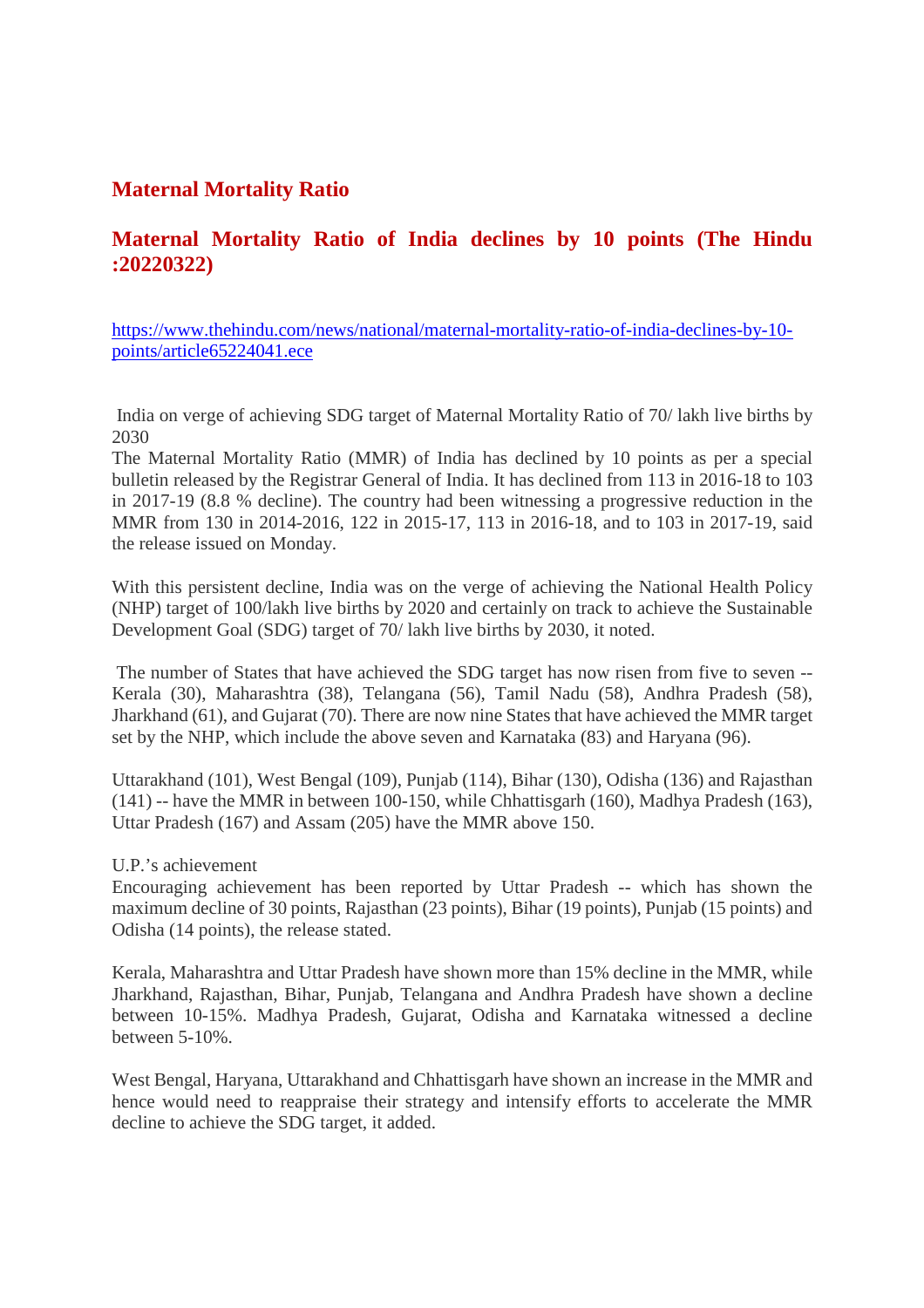## Maternal Mortality Ratio

## Maternal Mortality Ratio of India declines by 10 points (The Hindu :20220322)

https://www.thehindu.com/news/national/maternal-mortality-ratio-of-india-declines-by-10-points/article65224041.ece

India on verge of achieving SDG target of Maternal Mortality Ratio of 70/ lakh live births by 2030

The Maternal Mortality Ratio (MMR) of India has declined by 10 points as per a special bulletin released by the Registrar General of India. It has declined from 113 in 2016-18 to 103 in 2017-19 (8.8 % decline). The country had been witnessing a progressive reduction in the MMR from 130 in 2014-2016, 122 in 2015-17, 113 in 2016-18, and to 103 in 2017-19, said the release issued on Monday.

With this persistent decline, India was on the verge of achieving the National Health Policy (NHP) target of 100/lakh live births by 2020 and certainly on track to achieve the Sustainable Development Goal (SDG) target of 70/ lakh live births by 2030, it noted.

The number of States that have achieved the SDG target has now risen from five to seven -- Kerala (30), Maharashtra (38), Telangana (56), Tamil Nadu (58), Andhra Pradesh (58), Jharkhand (61), and Gujarat (70). There are now nine States that have achieved the MMR target set by the NHP, which include the above seven and Karnataka (83) and Haryana (96).

Uttarakhand (101), West Bengal (109), Punjab (114), Bihar (130), Odisha (136) and Rajasthan (141) -- have the MMR in between 100-150, while Chhattisgarh (160), Madhya Pradesh (163), Uttar Pradesh (167) and Assam (205) have the MMR above 150.

U.P.'s achievement

Encouraging achievement has been reported by Uttar Pradesh -- which has shown the maximum decline of 30 points, Rajasthan (23 points), Bihar (19 points), Punjab (15 points) and Odisha (14 points), the release stated.

Kerala, Maharashtra and Uttar Pradesh have shown more than 15% decline in the MMR, while Jharkhand, Rajasthan, Bihar, Punjab, Telangana and Andhra Pradesh have shown a decline between 10-15%. Madhya Pradesh, Gujarat, Odisha and Karnataka witnessed a decline between 5-10%.

West Bengal, Haryana, Uttarakhand and Chhattisgarh have shown an increase in the MMR and hence would need to reappraise their strategy and intensify efforts to accelerate the MMR decline to achieve the SDG target, it added.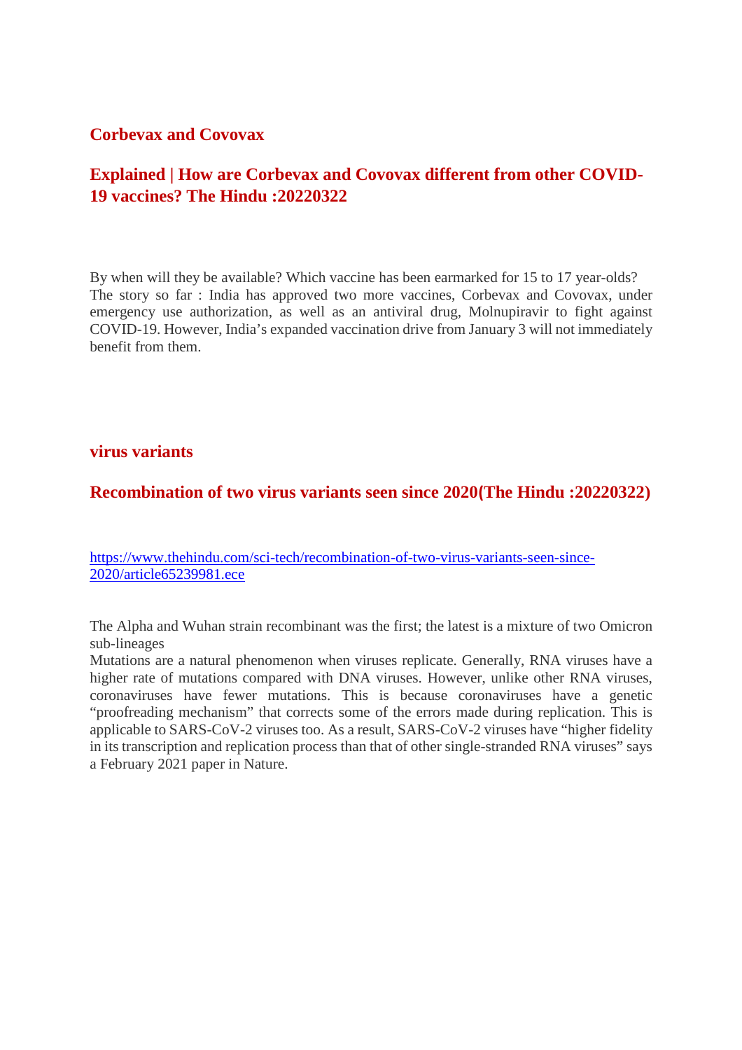## Corbevax and Covovax

## Explained | How are Corbevax and Covovax different from other COVID-19 vaccines? The Hindu :20220322

By when will they be available? Which vaccine has been earmarked for 15 to 17 year-olds?
The story so far : India has approved two more vaccines, Corbevax and Covovax, under emergency use authorization, as well as an antiviral drug, Molnupiravir to fight against COVID-19. However, India's expanded vaccination drive from January 3 will not immediately benefit from them.

## virus variants

## Recombination of two virus variants seen since 2020(The Hindu :20220322)

[https://www.thehindu.com/sci-tech/recombination-of-two-virus-variants-seen-since-2020/article65239981.ece](https://www.thehindu.com/sci-tech/recombination-of-two-virus-variants-seen-since-2020/article65239981.ece)

The Alpha and Wuhan strain recombinant was the first; the latest is a mixture of two Omicron sub-lineages
Mutations are a natural phenomenon when viruses replicate. Generally, RNA viruses have a higher rate of mutations compared with DNA viruses. However, unlike other RNA viruses, coronaviruses have fewer mutations. This is because coronaviruses have a genetic "proofreading mechanism" that corrects some of the errors made during replication. This is applicable to SARS-CoV-2 viruses too. As a result, SARS-CoV-2 viruses have "higher fidelity in its transcription and replication process than that of other single-stranded RNA viruses" says a February 2021 paper in Nature.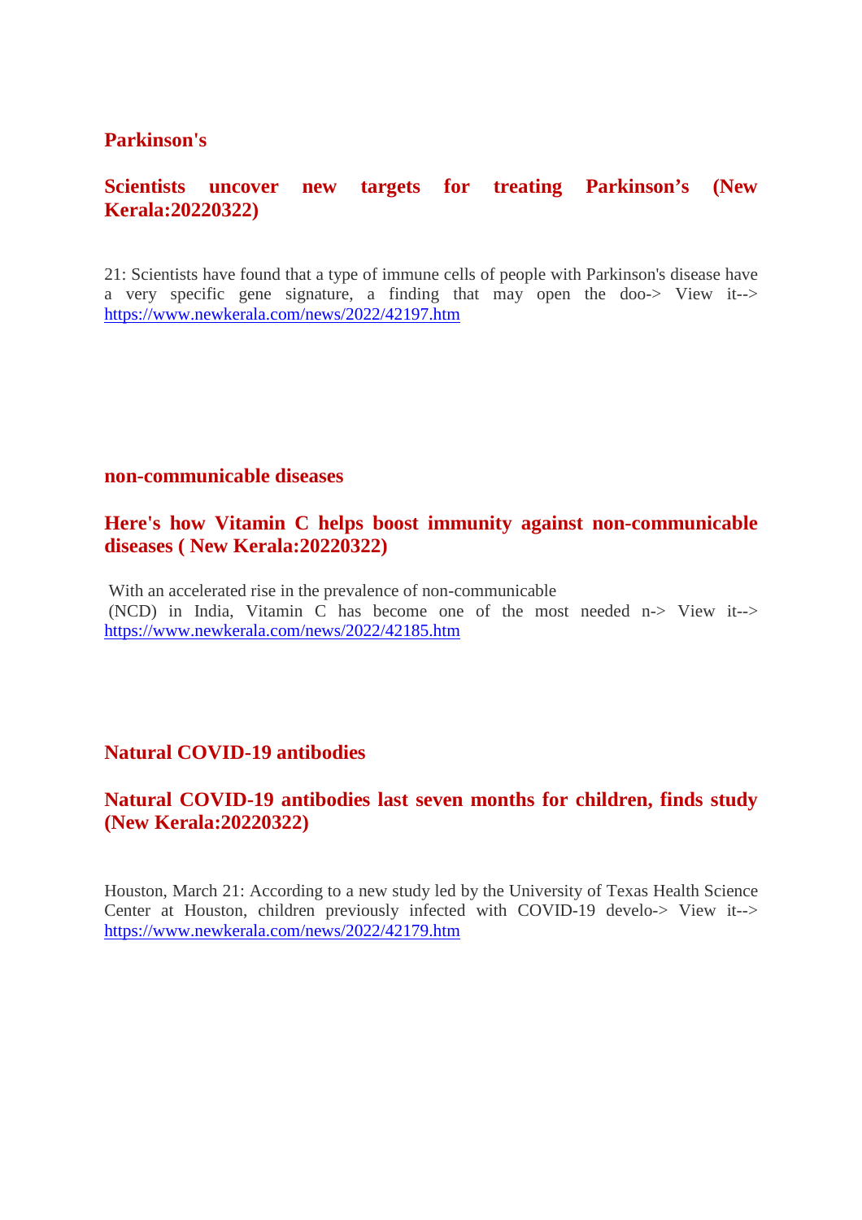## Parkinson's

### Scientists uncover new targets for treating Parkinson’s (New Kerala:20220322)

21: Scientists have found that a type of immune cells of people with Parkinson's disease have a very specific gene signature, a finding that may open the doo-> View it--> https://www.newkerala.com/news/2022/42197.htm

## non-communicable diseases

### Here's how Vitamin C helps boost immunity against non-communicable diseases ( New Kerala:20220322)

With an accelerated rise in the prevalence of non-communicable (NCD) in India, Vitamin C has become one of the most needed n-> View it--> https://www.newkerala.com/news/2022/42185.htm

## Natural COVID-19 antibodies

### Natural COVID-19 antibodies last seven months for children, finds study (New Kerala:20220322)

Houston, March 21: According to a new study led by the University of Texas Health Science Center at Houston, children previously infected with COVID-19 develo-> View it--> https://www.newkerala.com/news/2022/42179.htm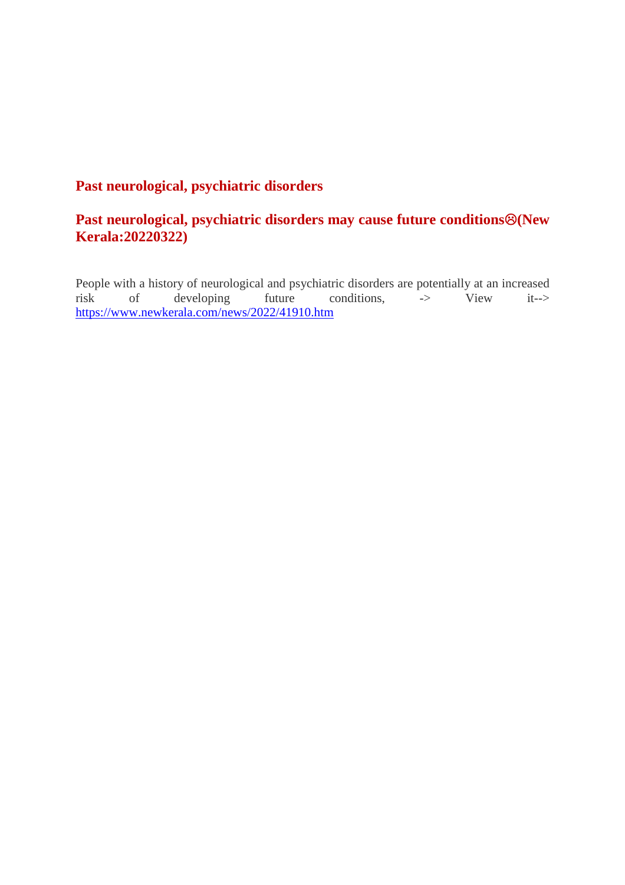## Past neurological, psychiatric disorders

## Past neurological, psychiatric disorders may cause future conditions☹(New Kerala:20220322)

People with a history of neurological and psychiatric disorders are potentially at an increased risk of developing future conditions, -> View it--> https://www.newkerala.com/news/2022/41910.htm